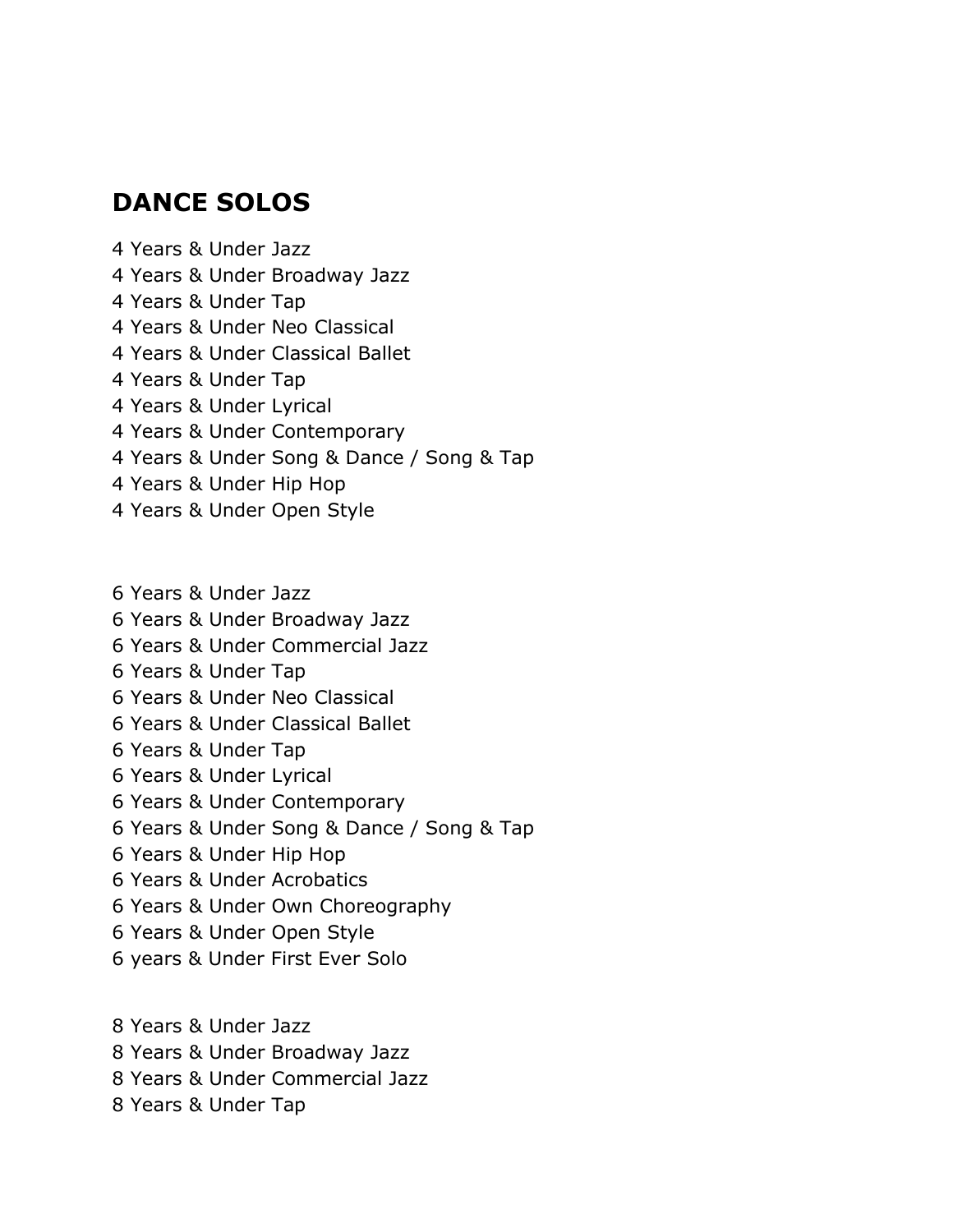## DANCE SOLOS

4 Years & Under Jazz
4 Years & Under Broadway Jazz
4 Years & Under Tap
4 Years & Under Neo Classical
4 Years & Under Classical Ballet
4 Years & Under Tap
4 Years & Under Lyrical
4 Years & Under Contemporary
4 Years & Under Song & Dance / Song & Tap
4 Years & Under Hip Hop
4 Years & Under Open Style

6 Years & Under Jazz
6 Years & Under Broadway Jazz
6 Years & Under Commercial Jazz
6 Years & Under Tap
6 Years & Under Neo Classical
6 Years & Under Classical Ballet
6 Years & Under Tap
6 Years & Under Lyrical
6 Years & Under Contemporary
6 Years & Under Song & Dance / Song & Tap
6 Years & Under Hip Hop
6 Years & Under Acrobatics
6 Years & Under Own Choreography
6 Years & Under Open Style
6 years & Under First Ever Solo

8 Years & Under Jazz
8 Years & Under Broadway Jazz
8 Years & Under Commercial Jazz
8 Years & Under Tap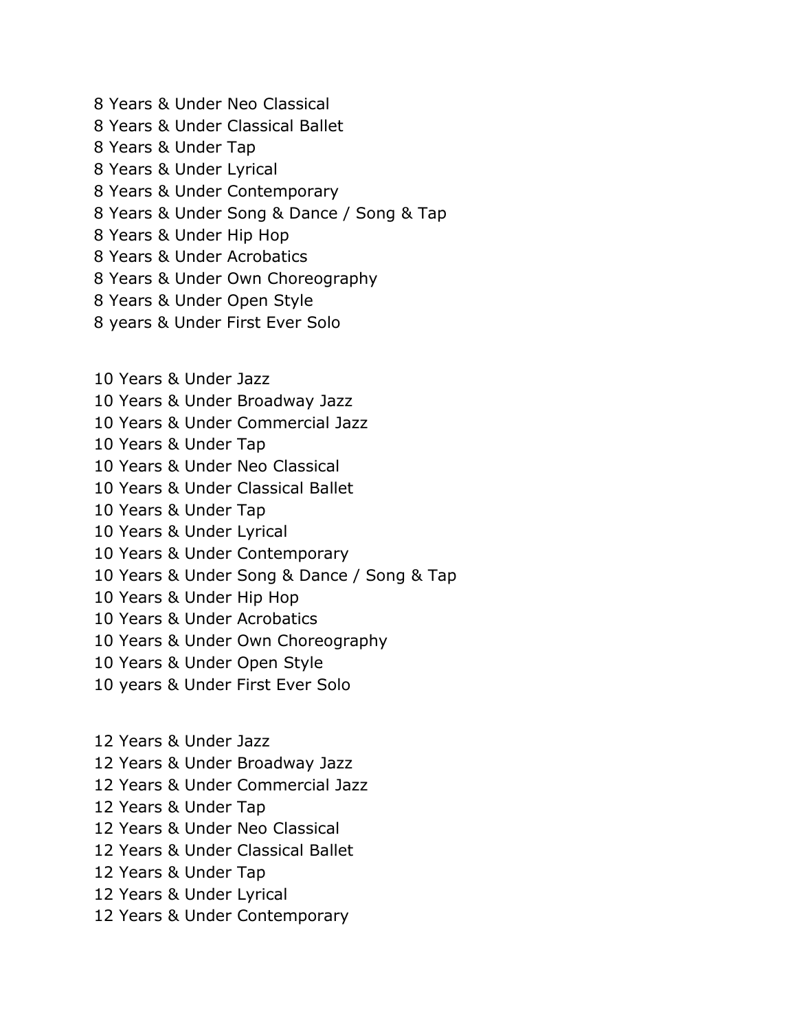8 Years & Under Neo Classical
8 Years & Under Classical Ballet
8 Years & Under Tap
8 Years & Under Lyrical
8 Years & Under Contemporary
8 Years & Under Song & Dance / Song & Tap
8 Years & Under Hip Hop
8 Years & Under Acrobatics
8 Years & Under Own Choreography
8 Years & Under Open Style
8 years & Under First Ever Solo

10 Years & Under Jazz
10 Years & Under Broadway Jazz
10 Years & Under Commercial Jazz
10 Years & Under Tap
10 Years & Under Neo Classical
10 Years & Under Classical Ballet
10 Years & Under Tap
10 Years & Under Lyrical
10 Years & Under Contemporary
10 Years & Under Song & Dance / Song & Tap
10 Years & Under Hip Hop
10 Years & Under Acrobatics
10 Years & Under Own Choreography
10 Years & Under Open Style
10 years & Under First Ever Solo

12 Years & Under Jazz
12 Years & Under Broadway Jazz
12 Years & Under Commercial Jazz
12 Years & Under Tap
12 Years & Under Neo Classical
12 Years & Under Classical Ballet
12 Years & Under Tap
12 Years & Under Lyrical
12 Years & Under Contemporary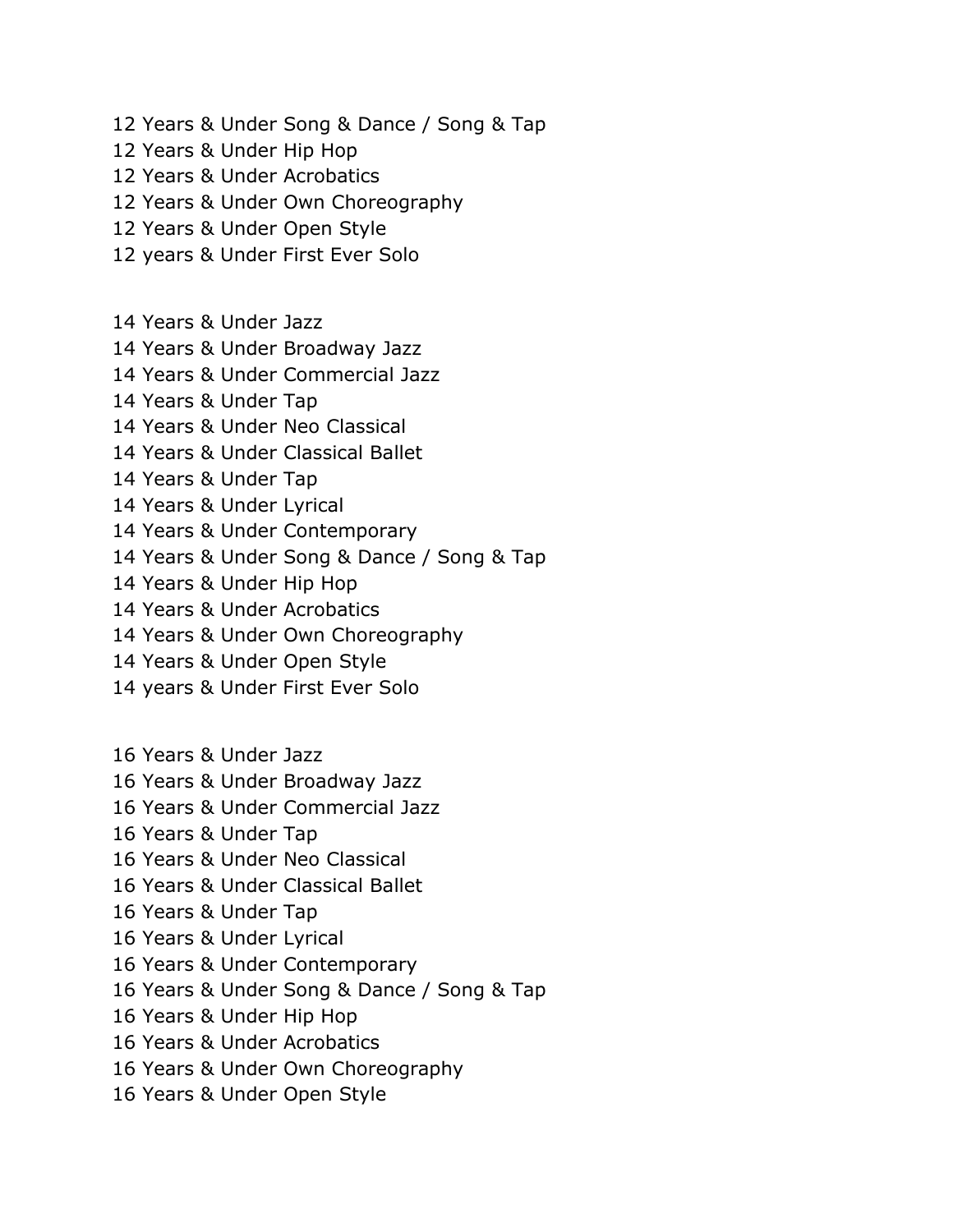12 Years & Under Song & Dance / Song & Tap
12 Years & Under Hip Hop
12 Years & Under Acrobatics
12 Years & Under Own Choreography
12 Years & Under Open Style
12 years & Under First Ever Solo

14 Years & Under Jazz
14 Years & Under Broadway Jazz
14 Years & Under Commercial Jazz
14 Years & Under Tap
14 Years & Under Neo Classical
14 Years & Under Classical Ballet
14 Years & Under Tap
14 Years & Under Lyrical
14 Years & Under Contemporary
14 Years & Under Song & Dance / Song & Tap
14 Years & Under Hip Hop
14 Years & Under Acrobatics
14 Years & Under Own Choreography
14 Years & Under Open Style
14 years & Under First Ever Solo

16 Years & Under Jazz
16 Years & Under Broadway Jazz
16 Years & Under Commercial Jazz
16 Years & Under Tap
16 Years & Under Neo Classical
16 Years & Under Classical Ballet
16 Years & Under Tap
16 Years & Under Lyrical
16 Years & Under Contemporary
16 Years & Under Song & Dance / Song & Tap
16 Years & Under Hip Hop
16 Years & Under Acrobatics
16 Years & Under Own Choreography
16 Years & Under Open Style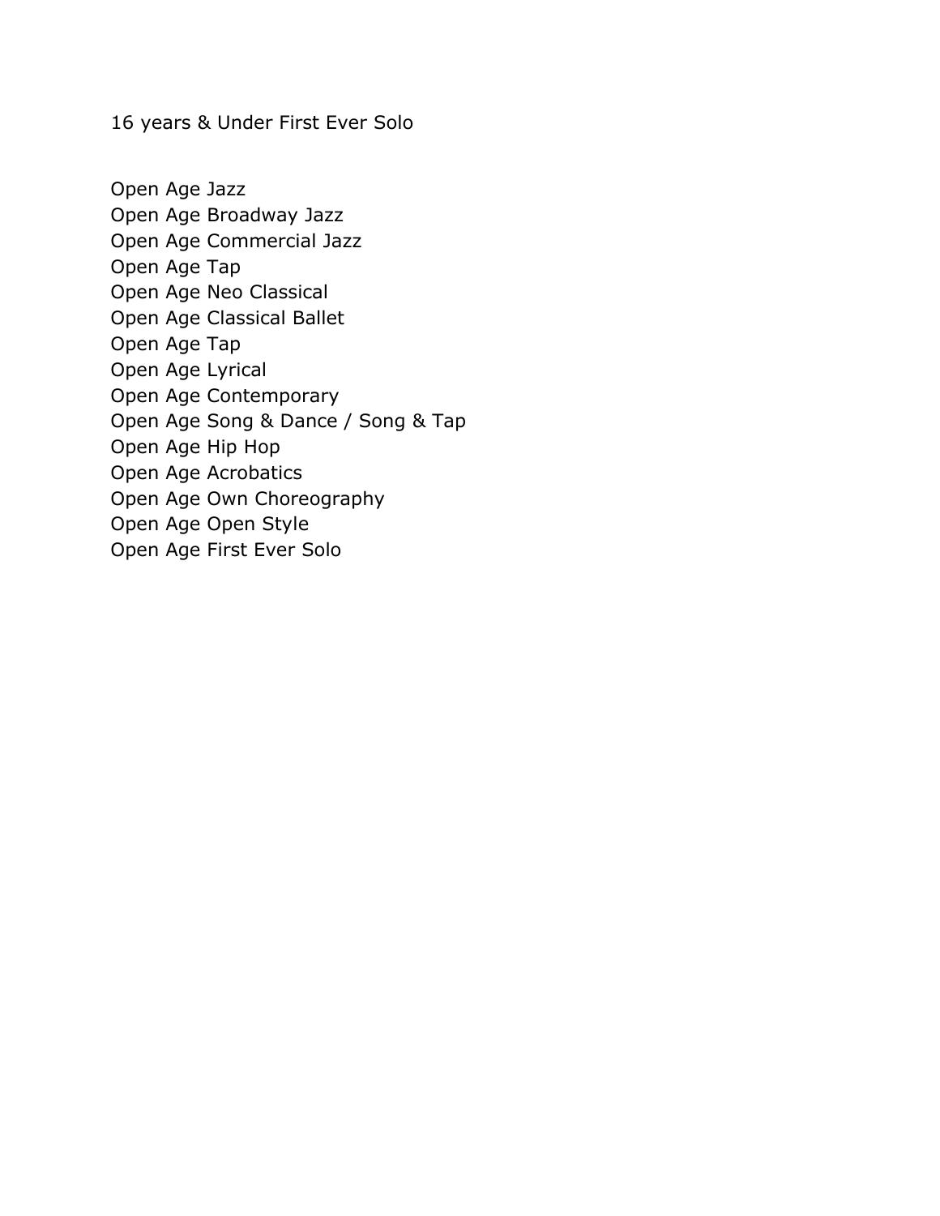16 years & Under First Ever Solo

Open Age Jazz
Open Age Broadway Jazz
Open Age Commercial Jazz
Open Age Tap
Open Age Neo Classical
Open Age Classical Ballet
Open Age Tap
Open Age Lyrical
Open Age Contemporary
Open Age Song & Dance / Song & Tap
Open Age Hip Hop
Open Age Acrobatics
Open Age Own Choreography
Open Age Open Style
Open Age First Ever Solo